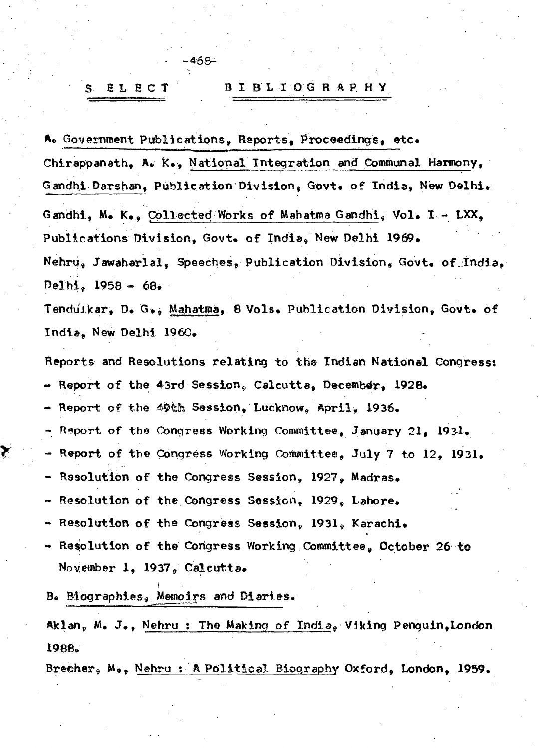# SELECT BIBLIOGRAPHY

## A. Government Publications, Reports, Proceedings, etc.

Chirappanath, A. K., National Integration and Communal Harmony, Gandhi Darshan, Publication Division, Govt. of India, New Delhi.

Gandhi, M. K., Collected Works of Mahatma Gandhi, Vol. I - LXX, Publications Division, Govt. of India, New Delhi 1969.

Nehru, Jawaharlal, Speeches, Publication Division, Govt. of India, Delhi, 1958 - 68.

Tendulkar, D. G., Mahatma, 8 Vols. Publication Division, Govt. of India, New Delhi 1960.

Reports and Resolutions relating to the Indian National Congress:

- Report of the 43rd Session, Calcutta, December, 1928.
- Report of the 49th Session, Lucknow, April, 1936.
- Report of the Congress Working Committee, January 21, 1931.
- Report of the Congress Working Committee, July 7 to 12, 1931.
- Resolution of the Congress Session, 1927, Madras.
- Resolution of the Congress Session, 1929, Lahore.
- Resolution of the Congress Session, 1931, Karachi.
- Resolution of the Congress Working Committee, October 26 to November 1, 1937, Calcutta.

## B. Biographies, Memoirs and Diaries.

Aklan, M. J., Nehru : The Making of India, Viking Penguin, London 1988.

Brecher, M., Nehru : A Political Biography Oxford, London, 1959.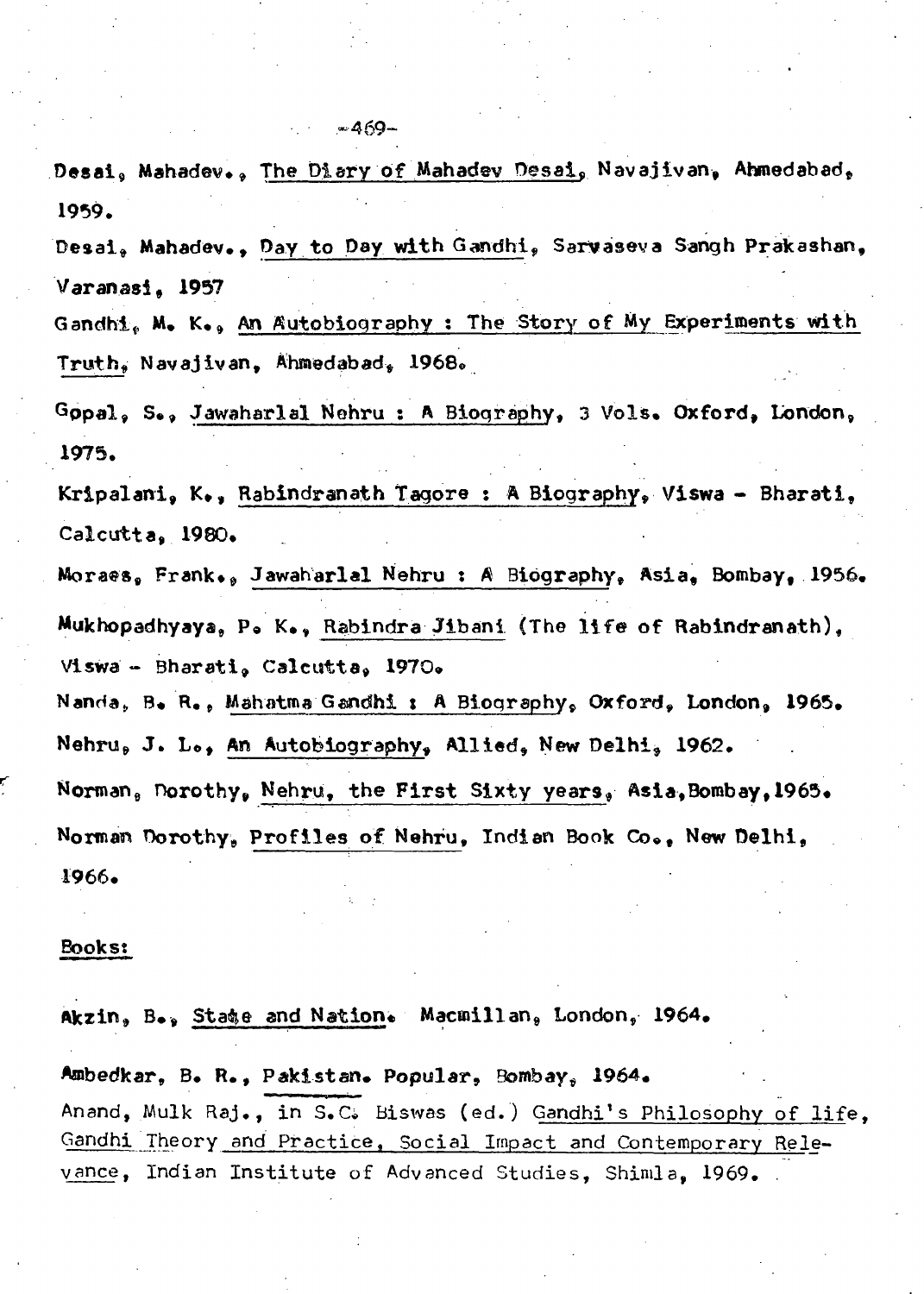Desai, Mahadev., The Diary of Mahadev Desai, Navajivan, Ahmedabad, 1959.

Desai, Mahadev., Day to Day with Gandhi, Sarvaseva Sangh Prakashan, Varanasi, 1957

Gandhi, M. K., An Autobiography : The Story of My Experiments with Truth, Navajivan, Ahmedabad, 1968.

Gopal, S., Jawaharlal Nehru : A Biography, 3 Vols. Oxford, London, 1975.

Kripalani, K., Rabindranath Tagore : A Biography, Viswa - Bharati, Calcutta, 1980.

Moraes, Frank., Jawaharlal Nehru : A Biography, Asia, Bombay, 1956.

Mukhopadhyaya, P. K., Rabindra Jibani (The life of Rabindranath), Viswa - Bharati, Calcutta, 1970.

Nanda, B. R., Mahatma Gandhi : A Biography, Oxford, London, 1965.

Nehru, J. L., An Autobiography, Allied, New Delhi, 1962.

Norman, Dorothy, Nehru, the First Sixty years, Asia, Bombay, 1965.

Norman Dorothy, Profiles of Nehru, Indian Book Co., New Delhi, 1966.

## Books:

Akzin, B., State and Nation. Macmillan, London, 1964.

Ambedkar, B. R., Pakistan. Popular, Bombay, 1964.

Anand, Mulk Raj., in S.C. Biswas (ed.) Gandhi's Philosophy of life, Gandhi Theory and Practice, Social Impact and Contemporary Relevance, Indian Institute of Advanced Studies, Shimla, 1969.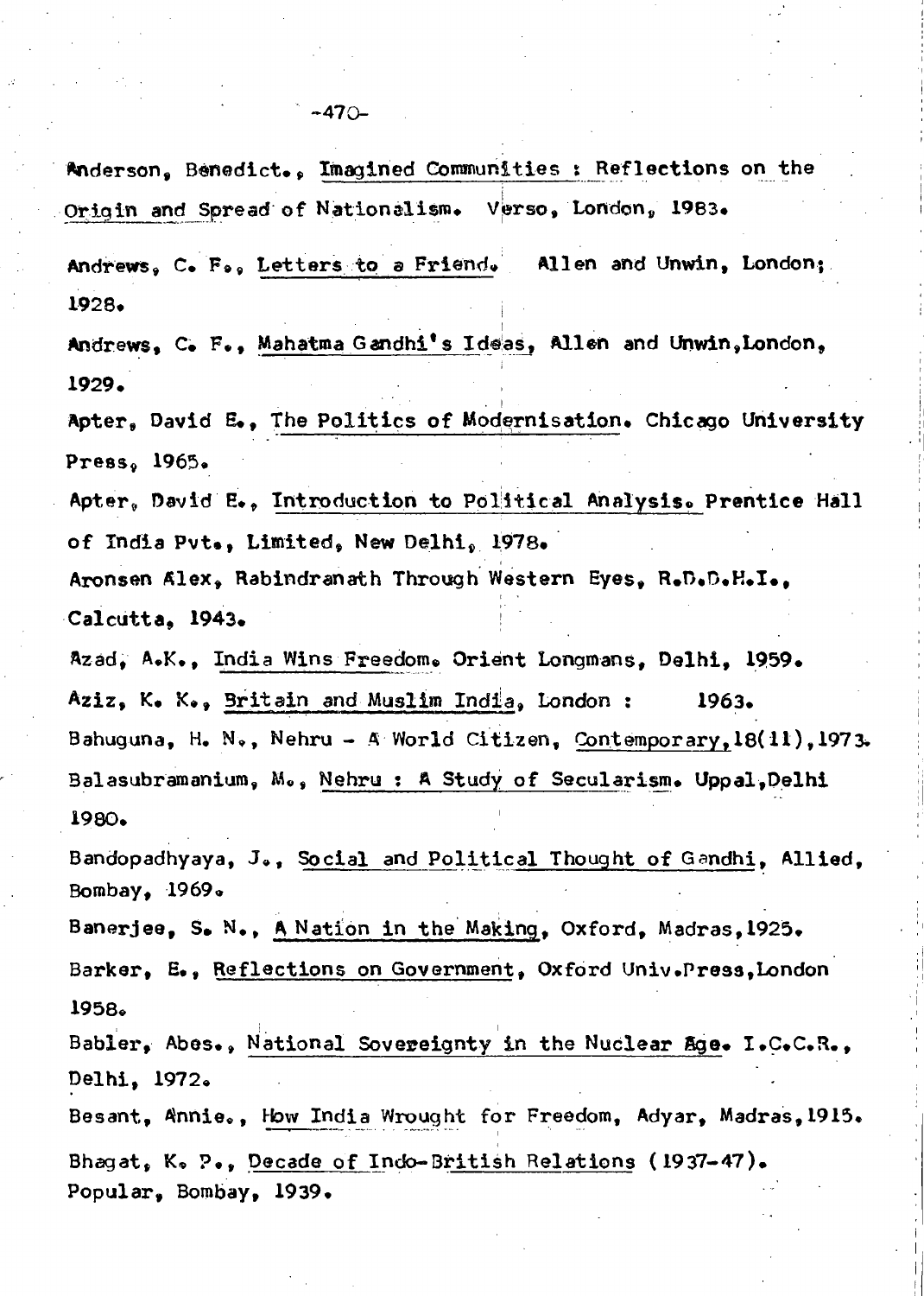Anderson, Benedict., Imagined Communities : Reflections on the Origin and Spread of Nationalism. Verso, London, 1983.

Andrews, C. F., Letters to a Friend. Allen and Unwin, London; 1928.

Andrews, C. F., Mahatma Gandhi's Ideas, Allen and Unwin, London, 1929.

Apter, David E., The Politics of Modernisation. Chicago University Press, 1965.

Apter, David E., Introduction to Political Analysis. Prentice Hall of India Pvt., Limited, New Delhi, 1978.

Aronsen Alex, Rabindranath Through Western Eyes, R.D.D.H.I., Calcutta, 1943.

Azad, A.K., India Wins Freedom. Orient Longmans, Delhi, 1959.

Aziz, K. K., Britain and Muslim India, London : 1963.

Bahuguna, H. N., Nehru - A World Citizen, Contemporary, 18(11), 1973.

Balasubramanium, M., Nehru : A Study of Secularism. Uppal, Delhi 1980.

Bandopadhyaya, J., Social and Political Thought of Gandhi, Allied, Bombay, 1969.

Banerjee, S. N., A Nation in the Making, Oxford, Madras, 1925.

Barker, E., Reflections on Government, Oxford Univ.Press, London 1958.

Babler, Abes., National Sovereignty in the Nuclear Age. I.C.C.R., Delhi, 1972.

Besant, Annie., How India Wrought for Freedom, Adyar, Madras, 1915.

Bhagat, K. P., Decade of Indo-British Relations (1937-47). Popular, Bombay, 1939.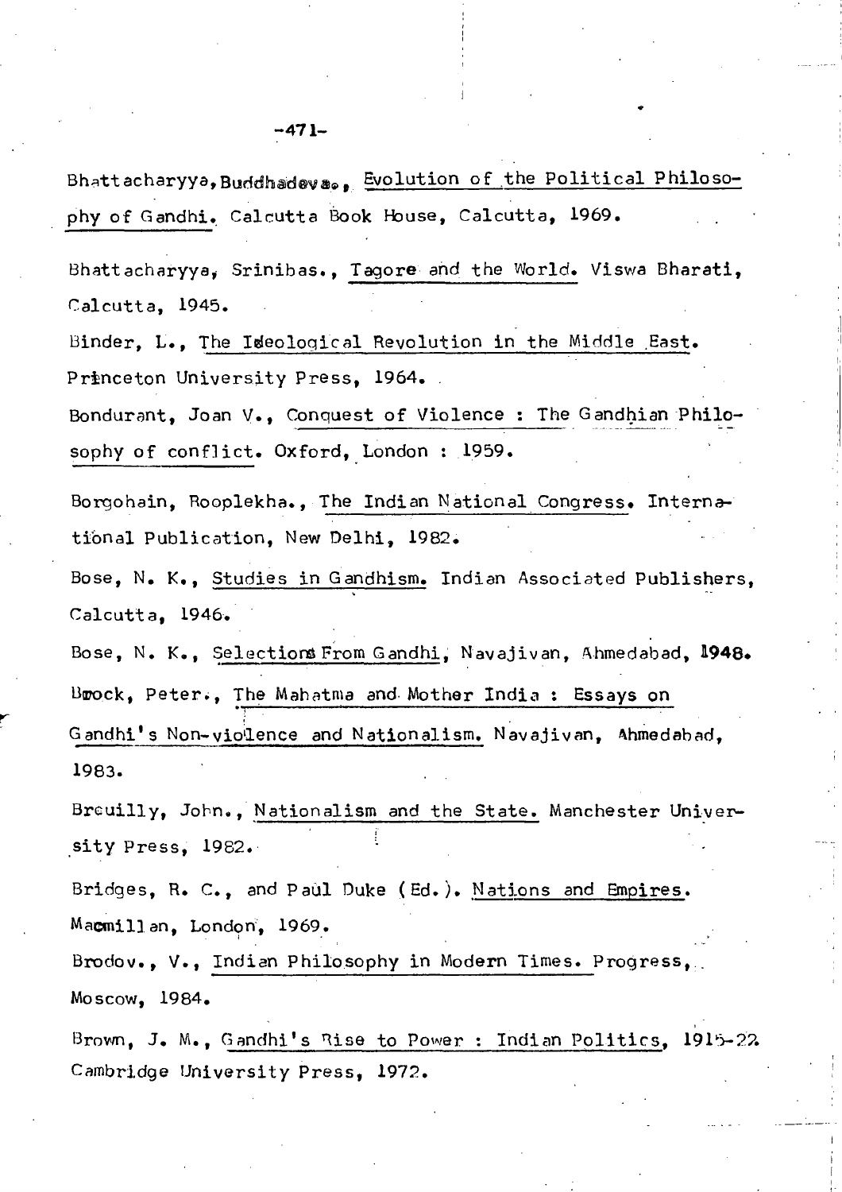Bhattacharyya, Buddhadeva., Evolution of the Political Philosophy of Gandhi. Calcutta Book House, Calcutta, 1969.

Bhattacharyya, Srinibas., Tagore and the World. Viswa Bharati, Calcutta, 1945.

Binder, L., The Ideological Revolution in the Middle East. Princeton University Press, 1964.

Bondurant, Joan V., Conquest of Violence : The Gandhian Philosophy of conflict. Oxford, London : 1959.

Borgohain, Rooplekha., The Indian National Congress. International Publication, New Delhi, 1982.

Bose, N. K., Studies in Gandhism. Indian Associated Publishers, Calcutta, 1946.

Bose, N. K., Selections From Gandhi, Navajivan, Ahmedabad, 1948.

Brock, Peter., The Mahatma and Mother India : Essays on Gandhi's Non-violence and Nationalism. Navajivan, Ahmedabad, 1983.

Breuilly, John., Nationalism and the State. Manchester University Press, 1982.

Bridges, R. C., and Paul Duke (Ed.). Nations and Empires. Macmillan, London, 1969.

Brodov., V., Indian Philosophy in Modern Times. Progress, Moscow, 1984.

Brown, J. M., Gandhi's Rise to Power : Indian Politics, 1915-22 Cambridge University Press, 1972.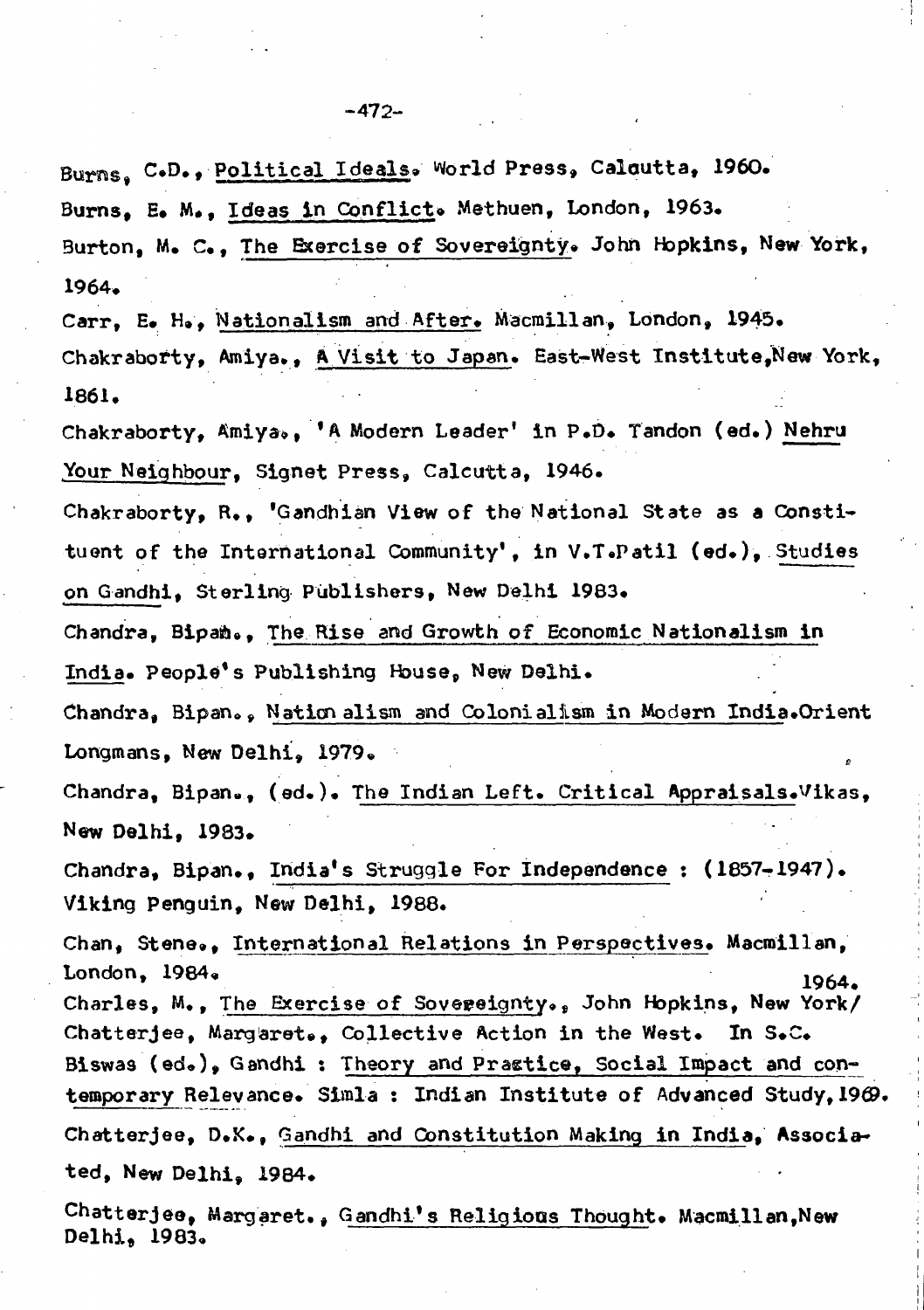Burns, C.D., Political Ideals. World Press, Calcutta, 1960.

Burns, E. M., Ideas in Conflict. Methuen, London, 1963.

Burton, M. C., The Exercise of Sovereignty. John Hopkins, New York, 1964.

Carr, E. H., Nationalism and After. Macmillan, London, 1945.

Chakraborty, Amiya., A Visit to Japan. East-West Institute, New York, 1861.

Chakraborty, Amiya., 'A Modern Leader' in P.D. Tandon (ed.) Nehru Your Neighbour, Signet Press, Calcutta, 1946.

Chakraborty, R., 'Gandhian View of the National State as a Constituent of the International Community', in V.T.Patil (ed.), Studies on Gandhi, Sterling Publishers, New Delhi 1983.

Chandra, Bipan., The Rise and Growth of Economic Nationalism in India. People's Publishing House, New Delhi.

Chandra, Bipan., Nationalism and Colonialism in Modern India. Orient Longmans, New Delhi, 1979.

Chandra, Bipan., (ed.). The Indian Left. Critical Appraisals. Vikas, New Delhi, 1983.

Chandra, Bipan., India's Struggle For Independence : (1857-1947). Viking Penguin, New Delhi, 1988.

Chan, Stene., International Relations in Perspectives. Macmillan, London, 1984.

Charles, M., The Exercise of Sovereignty., John Hopkins, New York/ 1964.

Chatterjee, Margaret., Collective Action in the West. In S.C. Biswas (ed.), Gandhi : Theory and Practice, Social Impact and contemporary Relevance. Simla : Indian Institute of Advanced Study, 1969.

Chatterjee, D.K., Gandhi and Constitution Making in India, Associated, New Delhi, 1984.

Chatterjee, Margaret., Gandhi's Religious Thought. Macmillan, New Delhi, 1983.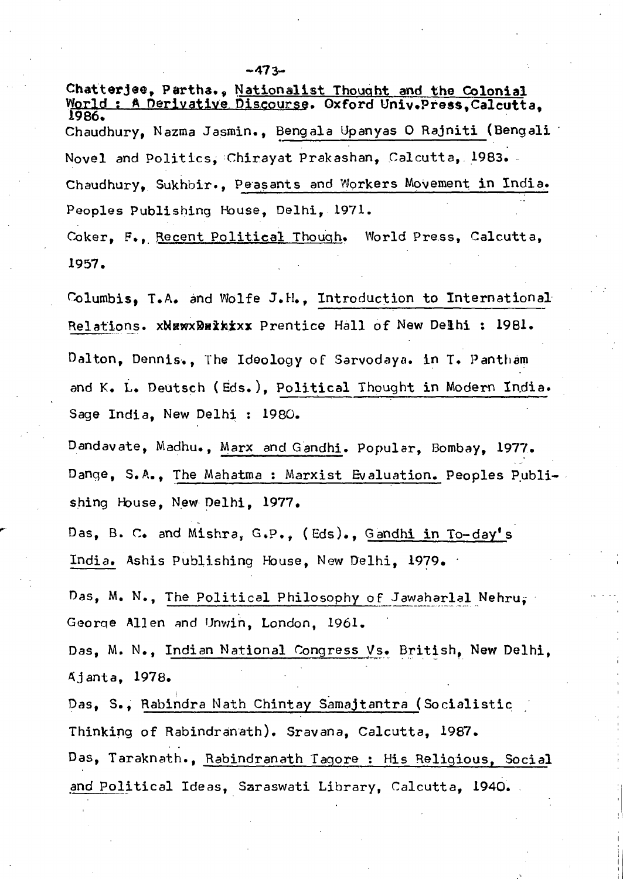Chatterjee, Partha., Nationalist Thought and the Colonial World : A Derivative Discourse. Oxford Univ.Press, Calcutta, 1986.

Chaudhury, Nazma Jasmin., Bengala Upanyas O Rajniti (Bengali Novel and Politics, Chirayat Prakashan, Calcutta, 1983.

Chaudhury, Sukhbir., Peasants and Workers Movement in India. Peoples Publishing House, Delhi, 1971.

Coker, F., Recent Political Though. World Press, Calcutta, 1957.

Columbis, T.A. and Wolfe J.H., Introduction to International Relations. xNewxDelhixx Prentice Hall of New Delhi : 1981.

Dalton, Dennis., The Ideology of Sarvodaya. in T. Pantham and K. L. Deutsch (Eds.), Political Thought in Modern India. Sage India, New Delhi : 1980.

Dandavate, Madhu., Marx and Gandhi. Popular, Bombay, 1977.

Dange, S.A., The Mahatma : Marxist Evaluation. Peoples Publishing House, New Delhi, 1977.

Das, B. C. and Mishra, G.P., (Eds)., Gandhi in To-day's India. Ashis Publishing House, New Delhi, 1979.

Das, M. N., The Political Philosophy of Jawaharlal Nehru, George Allen and Unwin, London, 1961.

Das, M. N., Indian National Congress Vs. British, New Delhi, Ajanta, 1978.

Das, S., Rabindra Nath Chintay Samajtantra (Socialistic Thinking of Rabindranath). Sravana, Calcutta, 1987.

Das, Taraknath., Rabindranath Tagore : His Religious, Social and Political Ideas, Saraswati Library, Calcutta, 1940.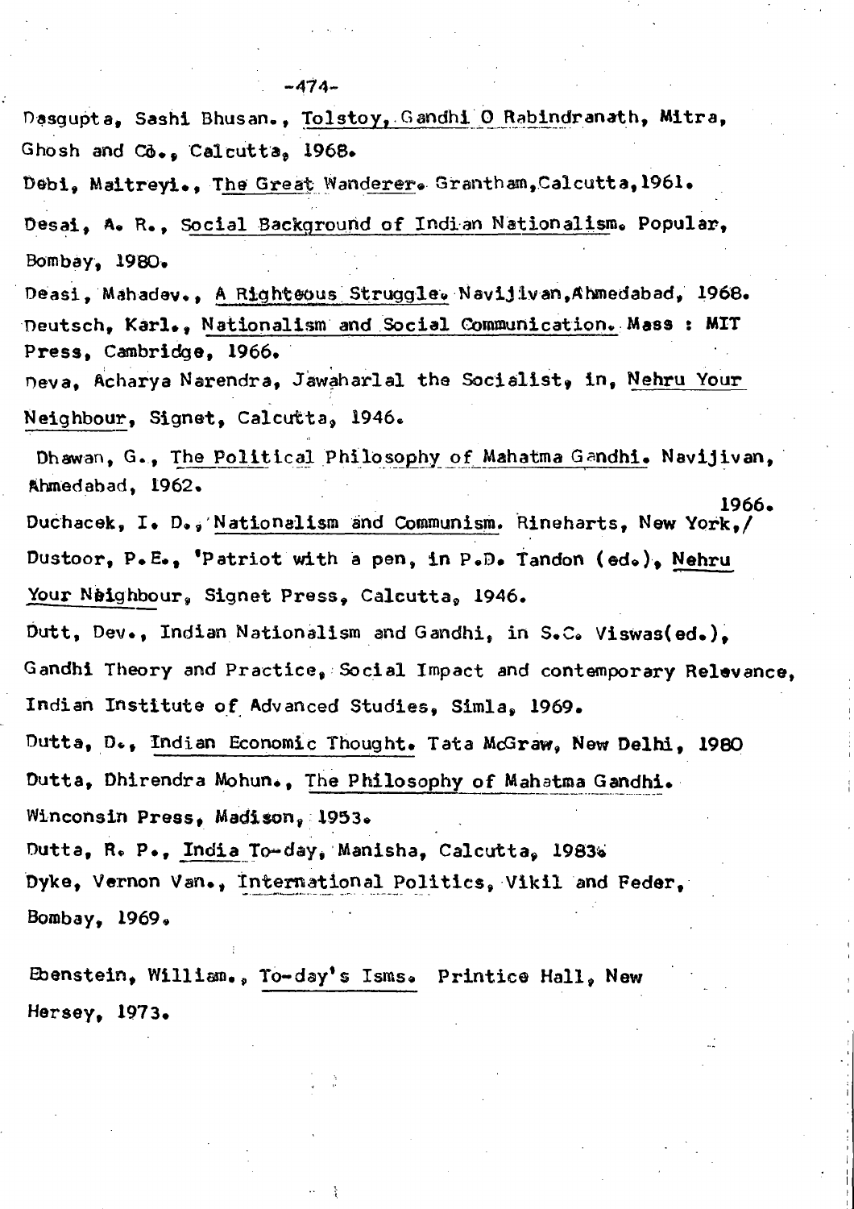Dasgupta, Sashi Bhusan., Tolstoy, Gandhi O Rabindranath, Mitra, Ghosh and Co., Calcutta, 1968.

Debi, Maitreyi., The Great Wanderer. Grantham, Calcutta, 1961.

Desai, A. R., Social Background of Indian Nationalism. Popular, Bombay, 1980.

Deasi, Mahadev., A Righteous Struggle. Navijivan, Ahmedabad, 1968.

Deutsch, Karl., Nationalism and Social Communication. Mass : MIT Press, Cambridge, 1966.

Deva, Acharya Narendra, Jawaharlal the Socialist, in, Nehru Your Neighbour, Signet, Calcutta, 1946.

Dhawan, G., The Political Philosophy of Mahatma Gandhi. Navijivan, Ahmedabad, 1962.

Duchacek, I. D., Nationalism and Communism. Rineharts, New York, 1966.

Dustoor, P.E., 'Patriot with a pen, in P.D. Tandon (ed.), Nehru Your Neighbour, Signet Press, Calcutta, 1946.

Dutt, Dev., Indian Nationalism and Gandhi, in S.C. Viswas(ed.), Gandhi Theory and Practice, Social Impact and contemporary Relevance, Indian Institute of Advanced Studies, Simla, 1969.

Dutta, D., Indian Economic Thought. Tata McGraw, New Delhi, 1980

Dutta, Dhirendra Mohun., The Philosophy of Mahatma Gandhi. Winconsin Press, Madison, 1953.

Dutta, R. P., India To-day, Manisha, Calcutta, 1983.

Dyke, Vernon Van., International Politics, Vikil and Feder, Bombay, 1969.

Ebenstein, William., To-day's Isms. Printice Hall, New Hersey, 1973.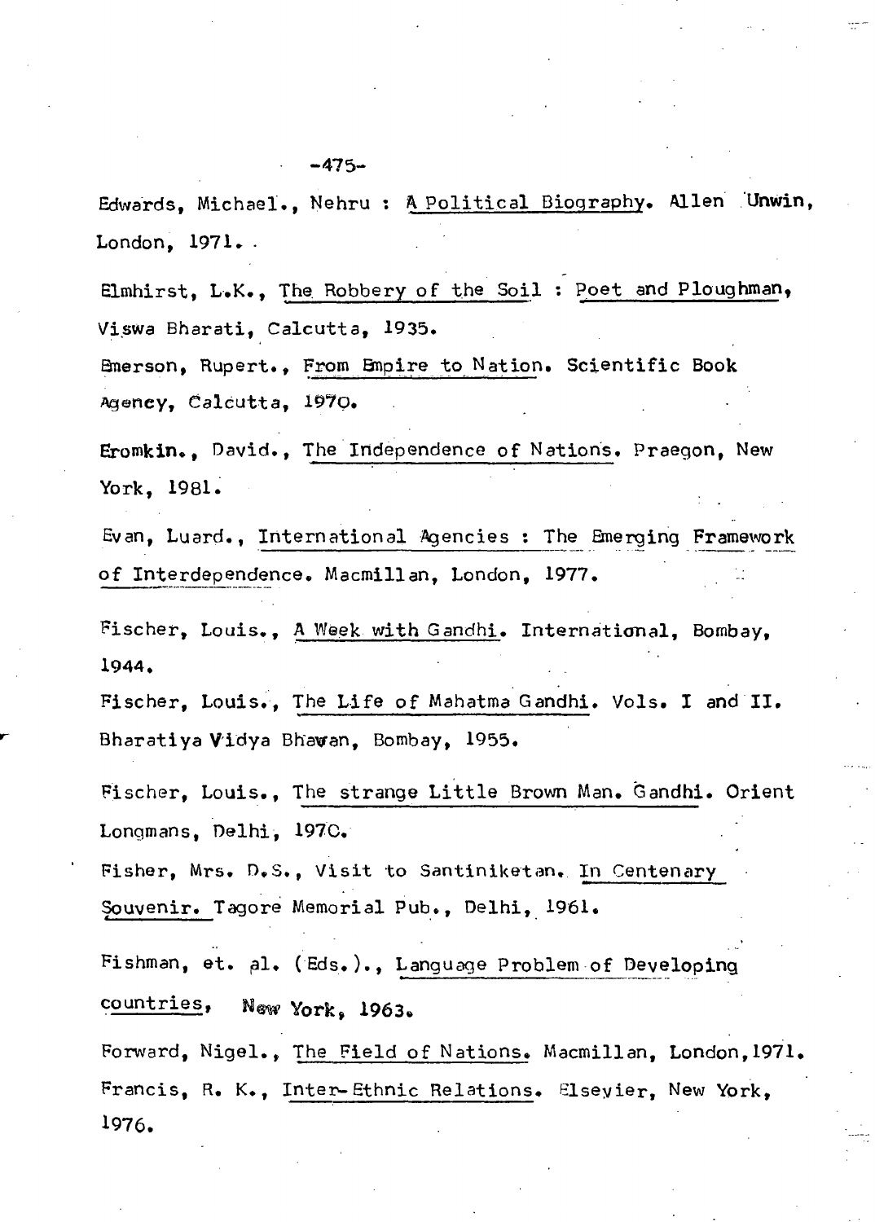Edwards, Michael., Nehru : A Political Biography. Allen Unwin, London, 1971.

Elmhirst, L.K., The Robbery of the Soil : Poet and Ploughman, Viswa Bharati, Calcutta, 1935.

Emerson, Rupert., From Empire to Nation. Scientific Book Agency, Calcutta, 1970.

Eromkin., David., The Independence of Nations. Praegon, New York, 1981.

Evan, Luard., International Agencies : The Emerging Framework of Interdependence. Macmillan, London, 1977.

Fischer, Louis., A Week with Gandhi. International, Bombay, 1944.

Fischer, Louis., The Life of Mahatma Gandhi. Vols. I and II. Bharatiya Vidya Bhawan, Bombay, 1955.

Fischer, Louis., The strange Little Brown Man. Gandhi. Orient Longmans, Delhi, 1970.

Fisher, Mrs. D.S., Visit to Santiniketan. In Centenary Souvenir. Tagore Memorial Pub., Delhi, 1961.

Fishman, et. al. (Eds.), Language Problem of Developing countries, New York, 1963.

Forward, Nigel., The Field of Nations. Macmillan, London, 1971.

Francis, R. K., Inter-Ethnic Relations. Elsevier, New York, 1976.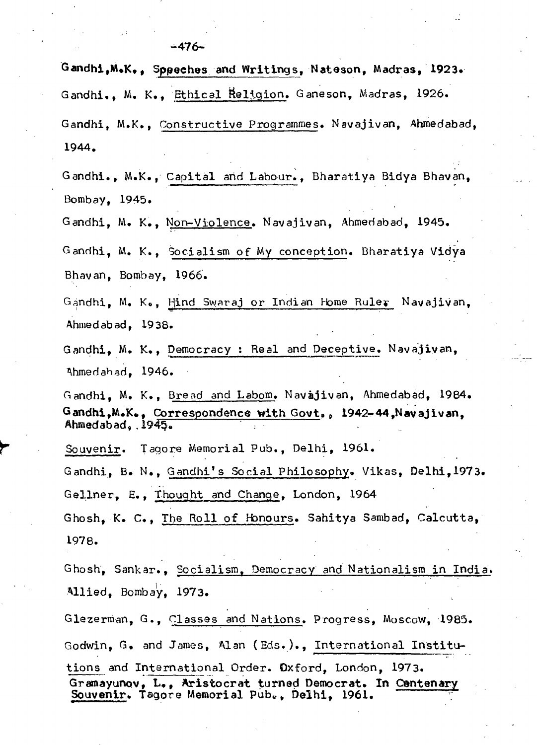Gandhi,M.K., _Sppeches and Writings_, Nateson, Madras, 1923.

Gandhi., M. K., _Ethical Religion_. Ganeson, Madras, 1926.

Gandhi, M.K., _Constructive Programmes_. Navajivan, Ahmedabad, 1944.

Gandhi., M.K., _Capital and Labour._, Bharatiya Bidya Bhavan, Bombay, 1945.

Gandhi, M. K., _Non-Violence_. Navajivan, Ahmedabad, 1945.

Gandhi, M. K., _Socialism of My conception_. Bharatiya Vidya Bhavan, Bombay, 1966.

Gandhi, M. K., _Hind Swaraj or Indian Home Rule._ Navajivan, Ahmedabad, 1938.

Gandhi, M. K., _Democracy : Real and Deceptive_. Navajivan, Ahmedabad, 1946.

Gandhi, M. K., _Bread and Labom_. Navàjivan, Ahmedabad, 1984.

Gandhi,M.K., _Correspondence with Govt._, 1942-44,Navajivan, Ahmedabad, 1945.

_Souvenir_. Tagore Memorial Pub., Delhi, 1961.

Gandhi, B. N., _Gandhi's Social Philosophy_. Vikas, Delhi,1973.

Gellner, E., _Thought and Change_, London, 1964

Ghosh, K. C., _The Roll of Honours_. Sahitya Sambad, Calcutta, 1978.

Ghosh, Sankar., _Socialism, Democracy and Nationalism in India_. Allied, Bombay, 1973.

Glezerman, G., _Classes and Nations_. Progress, Moscow, 1985.

Godwin, G. and James, Alan (Eds.)., _International Institutions and International Order_. Oxford, London, 1973.

Gramayunov, L., Aristocrat turned Democrat. In _Centenary Souvenir_. Tagore Memorial Pub., Delhi, 1961.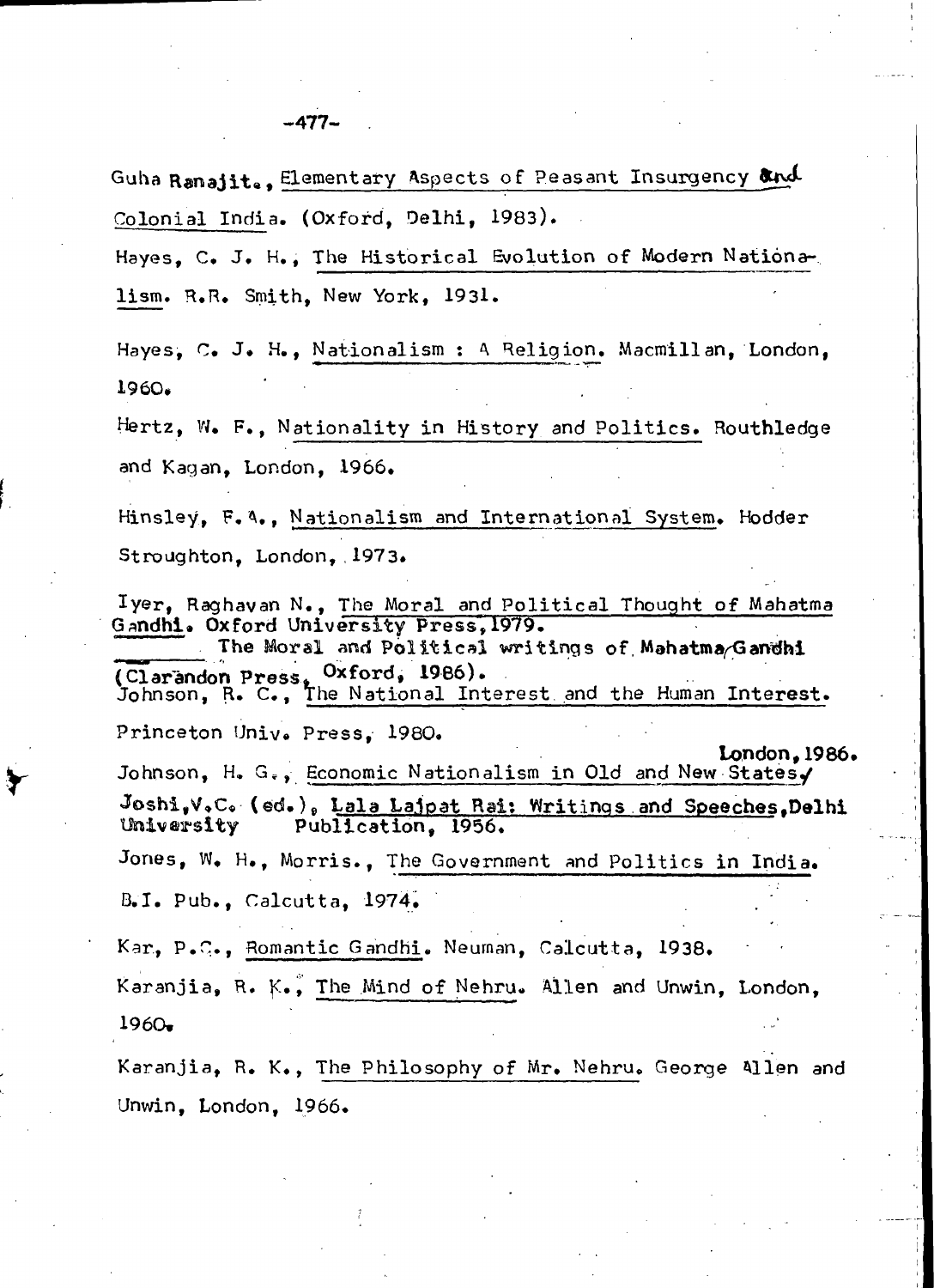Guha Ranajit., Elementary Aspects of Peasant Insurgency and Colonial India. (Oxford, Delhi, 1983).

Hayes, C. J. H., The Historical Evolution of Modern Nationalism. R.R. Smith, New York, 1931.

Hayes, C. J. H., Nationalism : A Religion. Macmillan, London, 1960.

Hertz, W. F., Nationality in History and Politics. Routhledge and Kagan, London, 1966.

Hinsley, F. A., Nationalism and International System. Hodder Stroughton, London, 1973.

Iyer, Raghavan N., The Moral and Political Thought of Mahatma Gandhi. Oxford University Press, 1979.

——— The Moral and Political writings of Mahatma Gandhi (Clarandon Press, Oxford, 1986).

Johnson, R. C., The National Interest and the Human Interest. Princeton Univ. Press, 1980.

Johnson, H. G., Economic Nationalism in Old and New States. London, 1986.

Joshi, V.C. (ed.), Lala Lajpat Rai: Writings and Speeches, Delhi University Publication, 1956.

Jones, W. H., Morris., The Government and Politics in India. B.I. Pub., Calcutta, 1974.

Kar, P.C., Romantic Gandhi. Neuman, Calcutta, 1938.

Karanjia, R. K., The Mind of Nehru. Allen and Unwin, London, 1960.

Karanjia, R. K., The Philosophy of Mr. Nehru. George Allen and Unwin, London, 1966.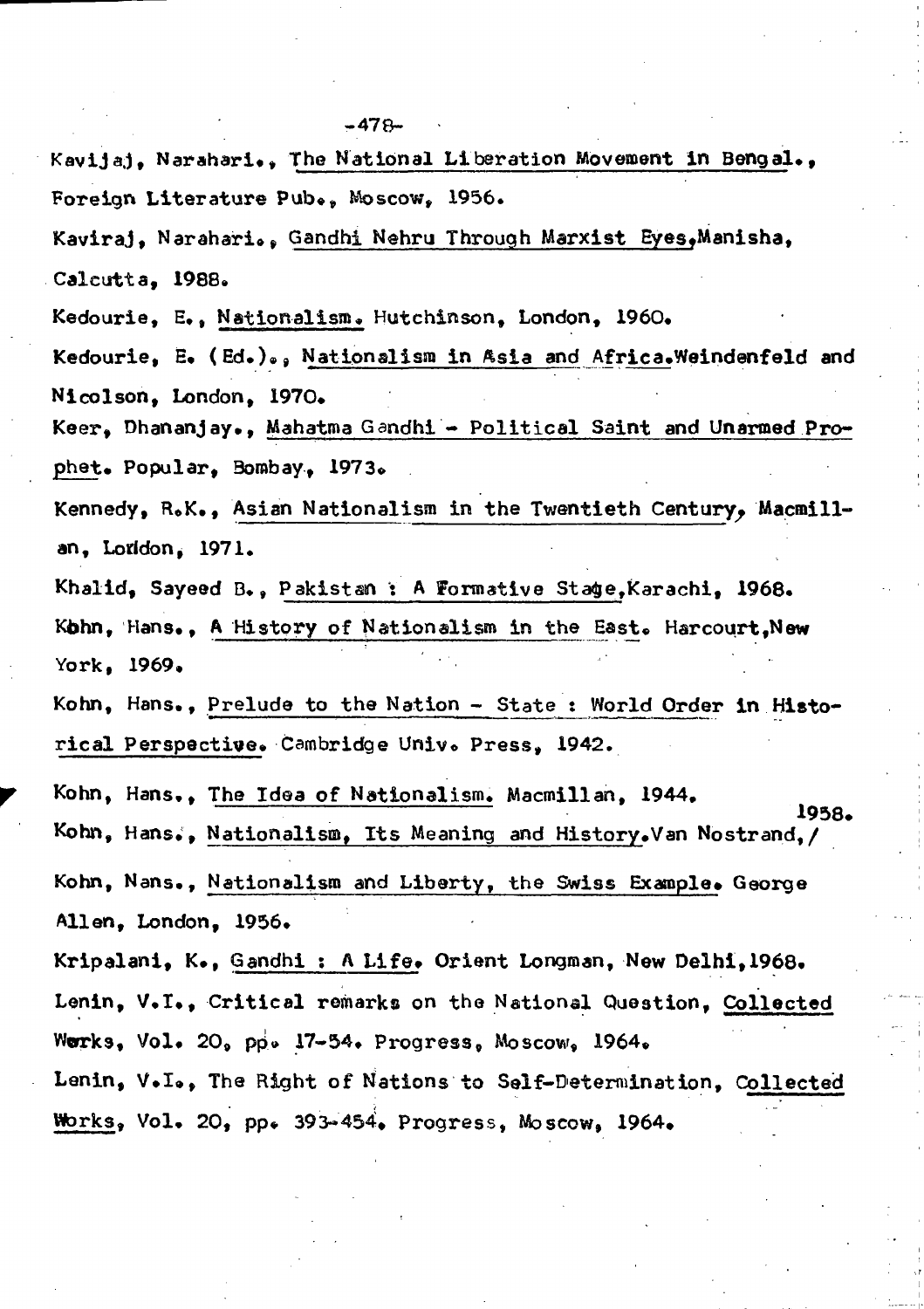Kavijaj, Narahari., The National Liberation Movement in Bengal., Foreign Literature Pub., Moscow, 1956.

Kaviraj, Narahari., Gandhi Nehru Through Marxist Eyes, Manisha, Calcutta, 1988.

Kedourie, E., Nationalism. Hutchinson, London, 1960.

Kedourie, E. (Ed.)., Nationalism in Asia and Africa. Weindenfeld and Nicolson, London, 1970.

Keer, Dhananjay., Mahatma Gandhi - Political Saint and Unarmed Prophet. Popular, Bombay, 1973.

Kennedy, R.K., Asian Nationalism in the Twentieth Century, Macmillan, London, 1971.

Khalid, Sayeed B., Pakistan : A Formative Stage, Karachi, 1968.

Kohn, Hans., A History of Nationalism in the East. Harcourt, New York, 1969.

Kohn, Hans., Prelude to the Nation - State : World Order in Historical Perspective. Cambridge Univ. Press, 1942.

Kohn, Hans., The Idea of Nationalism. Macmillan, 1944.

Kohn, Hans., Nationalism, Its Meaning and History. Van Nostrand, 1958.

Kohn, Nans., Nationalism and Liberty, the Swiss Example. George Allen, London, 1956.

Kripalani, K., Gandhi : A Life. Orient Longman, New Delhi, 1968.

Lenin, V.I., Critical remarks on the National Question, Collected Works, Vol. 20, pp. 17-54. Progress, Moscow, 1964.

Lenin, V.I., The Right of Nations to Self-Determination, Collected Works, Vol. 20, pp. 393-454. Progress, Moscow, 1964.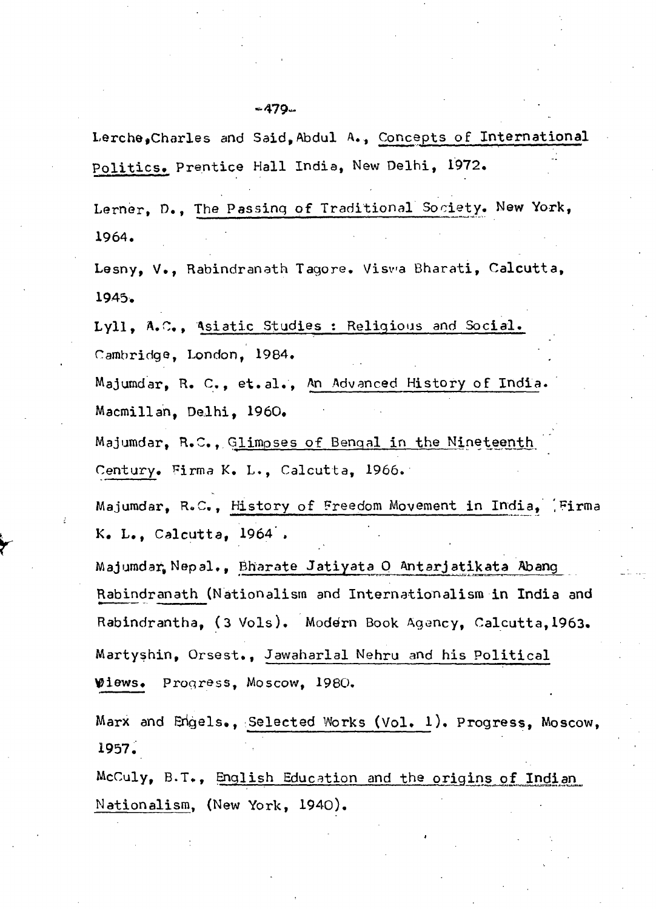Lerche,Charles and Said,Abdul A., Concepts of International Politics. Prentice Hall India, New Delhi, 1972.

Lerner, D., The Passing of Traditional Society. New York, 1964.

Lesny, V., Rabindranath Tagore. Viswa Bharati, Calcutta, 1945.

Lyll, A.C., Asiatic Studies : Religious and Social. Cambridge, London, 1984.

Majumdar, R. C., et.al., An Advanced History of India. Macmillan, Delhi, 1960.

Majumdar, R.C., Glimpses of Bengal in the Nineteenth Century. Firma K. L., Calcutta, 1966.

Majumdar, R.C., History of Freedom Movement in India, Firma K. L., Calcutta, 1964.

Majumdar, Nepal., Bharate Jatiyata O Antarjatikata Abang Rabindranath (Nationalism and Internationalism in India and Rabindrantha, (3 Vols). Modern Book Agency, Calcutta,1963.

Martyshin, Orsest., Jawaharlal Nehru and his Political Views. Progress, Moscow, 1980.

Marx and Engels., Selected Works (Vol. 1). Progress, Moscow, 1957.

McCuly, B.T., English Education and the origins of Indian Nationalism, (New York, 1940).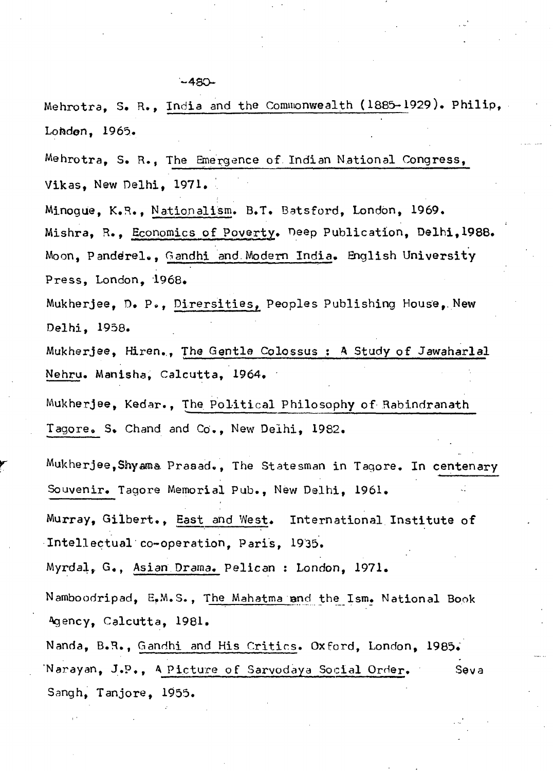Mehrotra, S. R., India and the Commonwealth (1885-1929). Philip, Lohden, 1965.

Mehrotra, S. R., The Emergence of Indian National Congress, Vikas, New Delhi, 1971.

Minogue, K.R., Nationalism. B.T. Batsford, London, 1969.

Mishra, R., Economics of Poverty. Deep Publication, Delhi,1988.

Moon, Panderel., Gandhi and Modern India. English University Press, London, 1968.

Mukherjee, D. P., Dirersities, Peoples Publishing House, New Delhi, 1958.

Mukherjee, Hiren., The Gentle Colossus : A Study of Jawaharlal Nehru. Manisha, Calcutta, 1964.

Mukherjee, Kedar., The Political Philosophy of Rabindranath Tagore. S. Chand and Co., New Delhi, 1982.

Mukherjee,Shyama Prasad., The Statesman in Tagore. In centenary Souvenir. Tagore Memorial Pub., New Delhi, 1961.

Murray, Gilbert., East and West. International Institute of Intellectual co-operation, Paris, 1935.

Myrdal, G., Asian Drama. Pelican : London, 1971.

Namboodripad, E.M.S., The Mahatma and the Ism. National Book Agency, Calcutta, 1981.

Nanda, B.R., Gandhi and His Critics. Oxford, London, 1985.

Narayan, J.P., A Picture of Sarvodaya Social Order. Seva Sangh, Tanjore, 1955.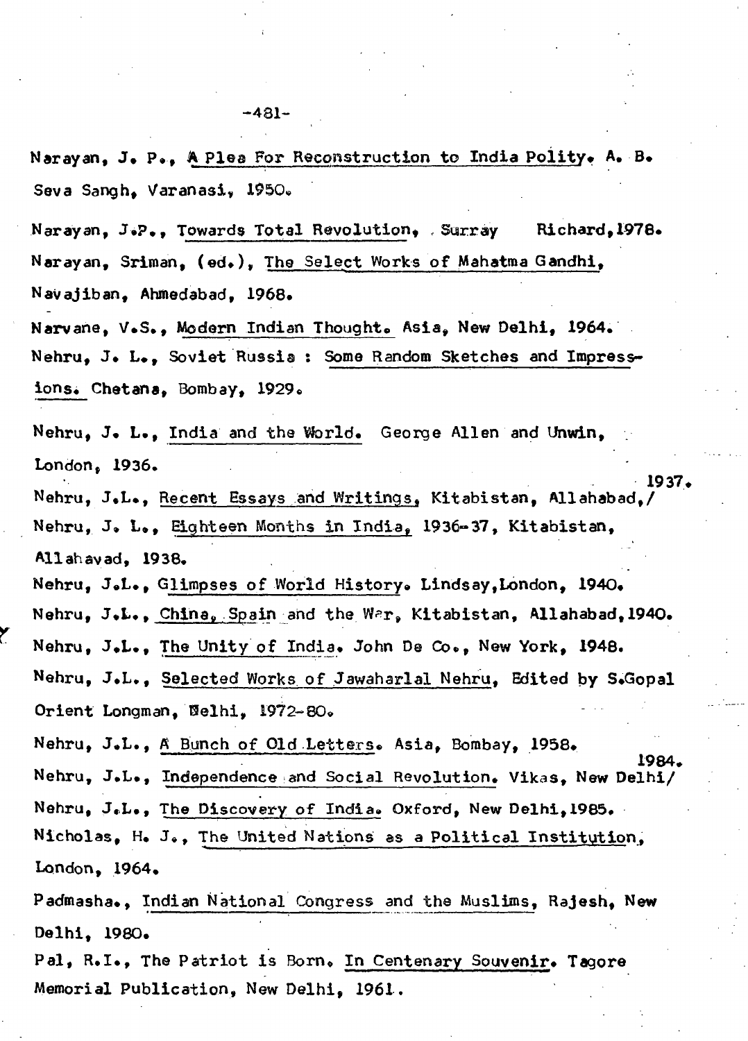Narayan, J. P., A Plea For Reconstruction to India Polity. A. B. Seva Sangh, Varanasi, 1950.

Narayan, J.P., Towards Total Revolution, Surray Richard, 1978.

Narayan, Sriman, (ed.), The Select Works of Mahatma Gandhi, Navajiban, Ahmedabad, 1968.

Narvane, V.S., Modern Indian Thought. Asia, New Delhi, 1964.

Nehru, J. L., Soviet Russia : Some Random Sketches and Impressions. Chetana, Bombay, 1929.

Nehru, J. L., India and the World. George Allen and Unwin, London, 1936.

Nehru, J.L., Recent Essays and Writings, Kitabistan, Allahabad, 1937.

Nehru, J. L., Eighteen Months in India, 1936-37, Kitabistan, Allahavad, 1938.

Nehru, J.L., Glimpses of World History. Lindsay, London, 1940.

Nehru, J.L., China, Spain and the War, Kitabistan, Allahabad, 1940.

Nehru, J.L., The Unity of India. John De Co., New York, 1948.

Nehru, J.L., Selected Works of Jawaharlal Nehru, Edited by S.Gopal Orient Longman, Delhi, 1972-80.

Nehru, J.L., A Bunch of Old Letters. Asia, Bombay, 1958.

Nehru, J.L., Independence and Social Revolution. Vikas, New Delhi, 1984.

Nehru, J.L., The Discovery of India. Oxford, New Delhi, 1985.

Nicholas, H. J., The United Nations as a Political Institution, London, 1964.

Padmasha., Indian National Congress and the Muslims, Rajesh, New Delhi, 1980.

Pal, R.I., The Patriot is Born. In Centenary Souvenir. Tagore Memorial Publication, New Delhi, 1961.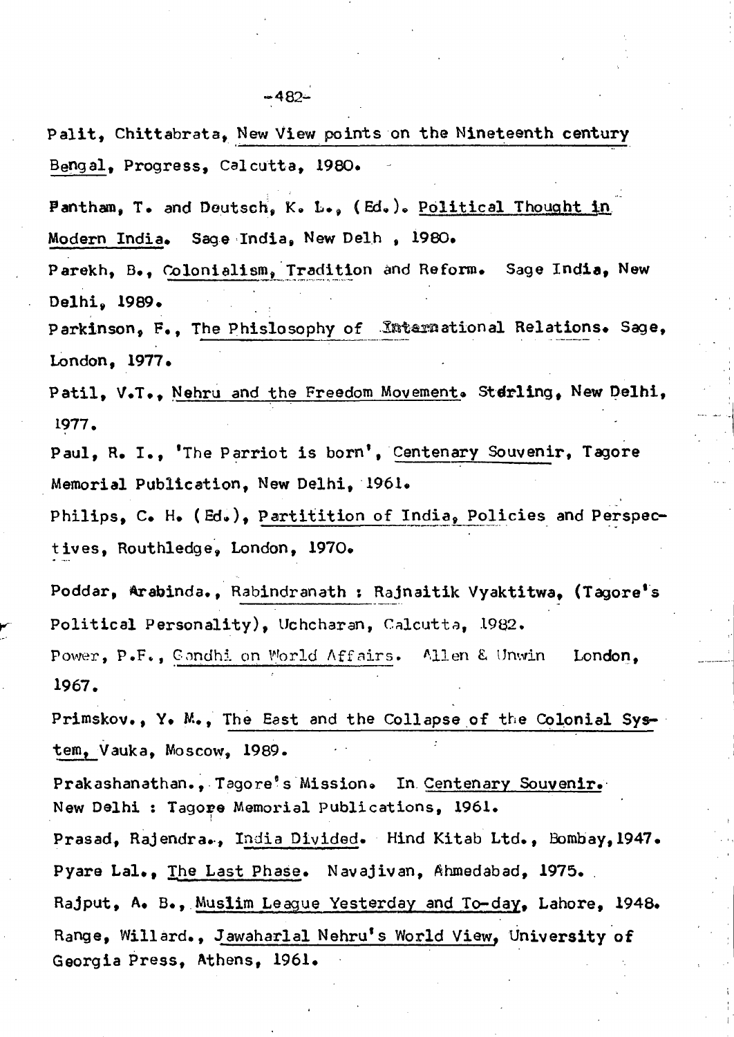Palit, Chittabrata, New View points on the Nineteenth century Bengal, Progress, Calcutta, 1980.

Pantham, T. and Deutsch, K. L., (Ed.). Political Thought in Modern India. Sage India, New Delh , 1980.

Parekh, B., Colonialism, Tradition and Reform. Sage India, New Delhi, 1989.

Parkinson, F., The Phislosophy of International Relations. Sage, London, 1977.

Patil, V.T., Nehru and the Freedom Movement. Stérling, New Delhi, 1977.

Paul, R. I., 'The Parriot is born', Centenary Souvenir, Tagore Memorial Publication, New Delhi, 1961.

Philips, C. H. (Ed.), Partitition of India, Policies and Perspectives, Routhledge, London, 1970.

Poddar, Arabinda., Rabindranath : Rajnaitik Vyaktitwa, (Tagore's Political Personality), Uchcharan, Calcutta, 1982.

Power, P.F., Gandhi on World Affairs. Allen & Unwin London, 1967.

Primskov., Y. M., The East and the Collapse of the Colonial System, Vauka, Moscow, 1989.

Prakashanathan., Tagore's Mission. In Centenary Souvenir. New Delhi : Tagore Memorial Publications, 1961.

Prasad, Rajendra., India Divided. Hind Kitab Ltd., Bombay, 1947.

Pyare Lal., The Last Phase. Navajivan, Ahmedabad, 1975.

Rajput, A. B., Muslim League Yesterday and To-day, Lahore, 1948.

Range, Willard., Jawaharlal Nehru's World View, University of Georgia Press, Athens, 1961.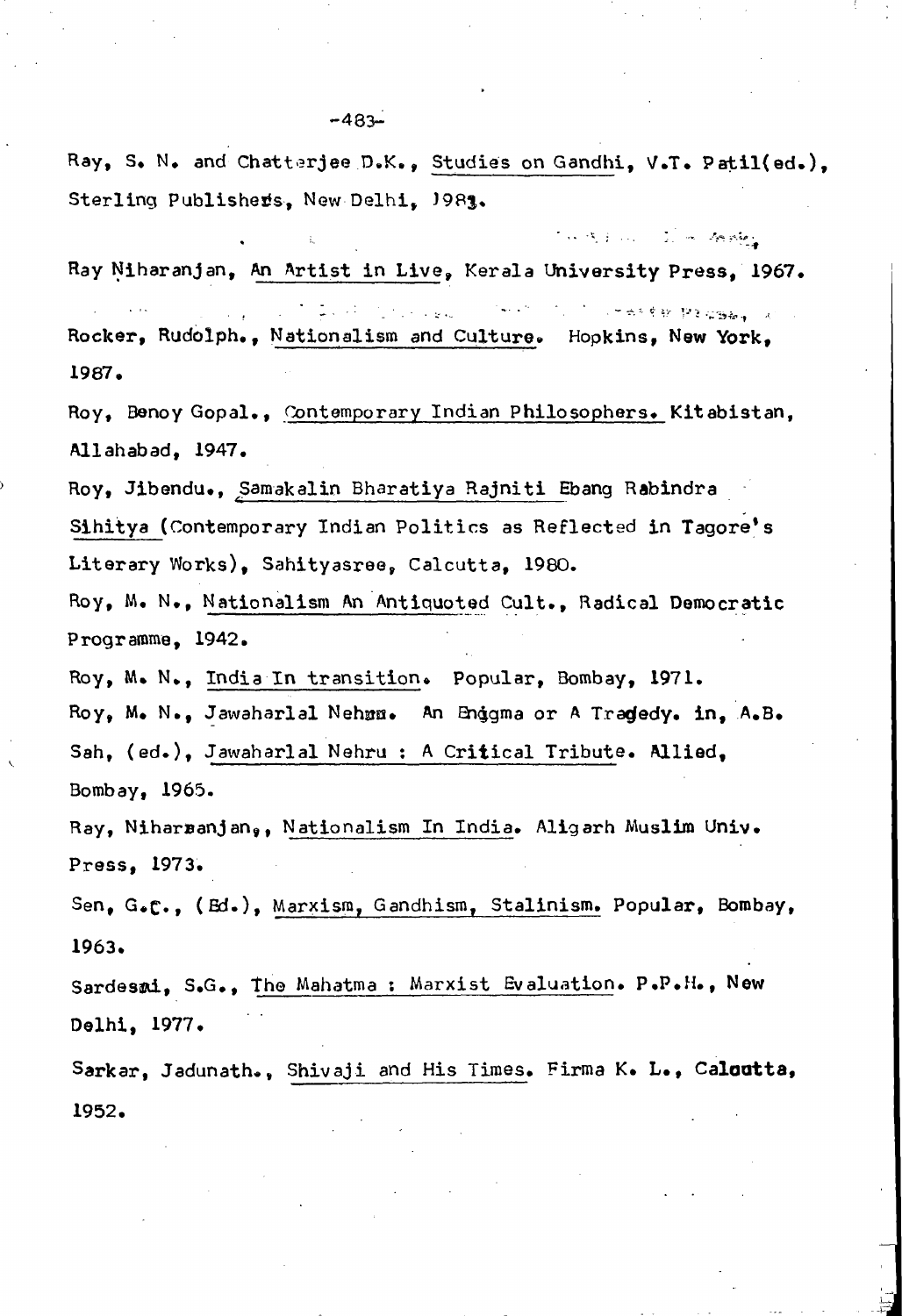Ray, S. N. and Chatterjee D.K., Studies on Gandhi, V.T. Patil(ed.), Sterling Publishers, New Delhi, 1983.

Ray Niharanjan, An Artist in Live, Kerala University Press, 1967.

Rocker, Rudolph., Nationalism and Culture. Hopkins, New York, 1987.

Roy, Benoy Gopal., Contemporary Indian Philosophers. Kitabistan, Allahabad, 1947.

Roy, Jibendu., Samakalin Bharatiya Rajniti Ebang Rabindra Sihitya (Contemporary Indian Politics as Reflected in Tagore's Literary Works), Sahityasree, Calcutta, 1980.

Roy, M. N., Nationalism An Antiquoted Cult., Radical Democratic Programme, 1942.

Roy, M. N., India In transition. Popular, Bombay, 1971.

Roy, M. N., Jawaharlal Nehru. An Enigma or A Tragedy. in, A.B. Sah, (ed.), Jawaharlal Nehru : A Critical Tribute. Allied, Bombay, 1965.

Ray, Niharranjan,, Nationalism In India. Aligarh Muslim Univ. Press, 1973.

Sen, G.C., (Ed.), Marxism, Gandhism, Stalinism. Popular, Bombay, 1963.

Sardesai, S.G., The Mahatma : Marxist Evaluation. P.P.H., New Delhi, 1977.

Sarkar, Jadunath., Shivaji and His Times. Firma K. L., Calcutta, 1952.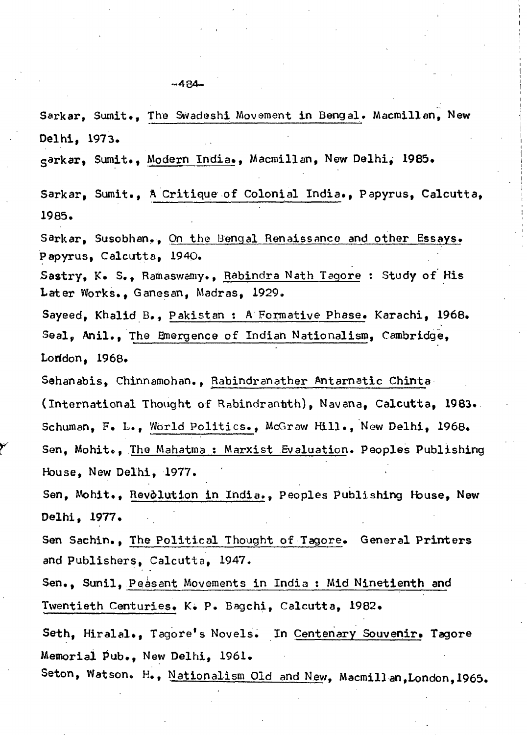Sarkar, Sumit., The Swadeshi Movement in Bengal. Macmillan, New Delhi, 1973.

Sarkar, Sumit., Modern India., Macmillan, New Delhi, 1985.

Sarkar, Sumit., A Critique of Colonial India., Papyrus, Calcutta, 1985.

Sarkar, Susobhan., On the Bengal Renaissance and other Essays. Papyrus, Calcutta, 1940.

Sastry, K. S., Ramaswamy., Rabindra Nath Tagore : Study of His Later Works., Ganesan, Madras, 1929.

Sayeed, Khalid B., Pakistan : A Formative Phase. Karachi, 1968.

Seal, Anil., The Emergence of Indian Nationalism, Cambridge, London, 1968.

Sehanabis, Chinnamohan., Rabindranather Antarnatic Chinta (International Thought of Rabindranath), Navana, Calcutta, 1983.

Schuman, F. L., World Politics., McGraw Hill., New Delhi, 1968.

Sen, Mohit., The Mahatma : Marxist Evaluation. Peoples Publishing House, New Delhi, 1977.

Sen, Mohit., Revolution in India., Peoples Publishing House, New Delhi, 1977.

Sen Sachin., The Political Thought of Tagore. General Printers and Publishers, Calcutta, 1947.

Sen., Sunil, Peasant Movements in India : Mid Ninetienth and Twentieth Centuries. K. P. Bagchi, Calcutta, 1982.

Seth, Hiralal., Tagore's Novels. In Centenary Souvenir. Tagore Memorial Pub., New Delhi, 1961.

Seton, Watson. H., Nationalism Old and New, Macmillan, London, 1965.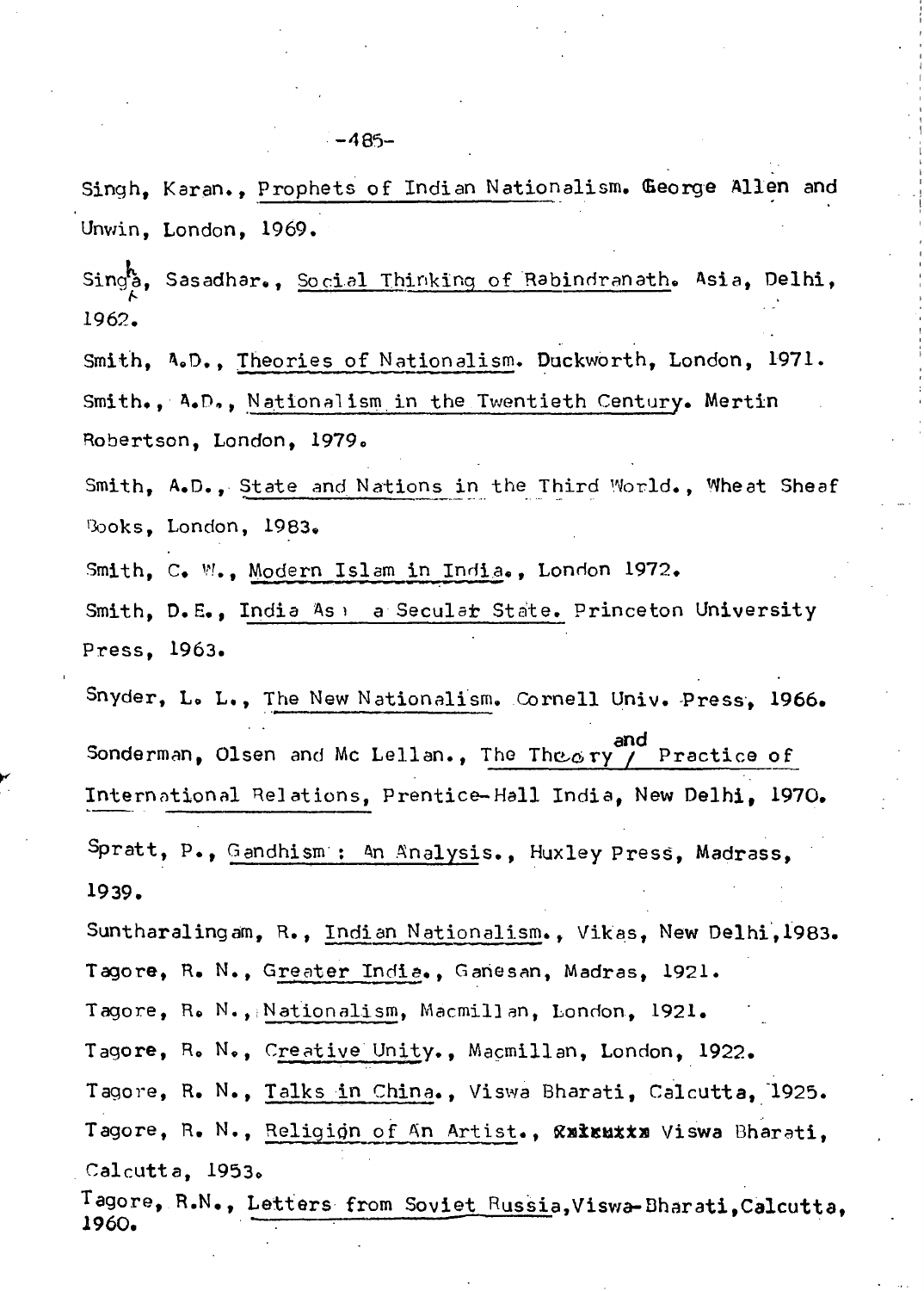Singh, Karan., Prophets of Indian Nationalism. George Allen and Unwin, London, 1969.

Singha, Sasadhar., Social Thinking of Rabindranath. Asia, Delhi, 1962.

Smith, A.D., Theories of Nationalism. Duckworth, London, 1971.

Smith., A.D., Nationalism in the Twentieth Century. Mertin Robertson, London, 1979.

Smith, A.D., State and Nations in the Third World., Wheat Sheaf Books, London, 1983.

Smith, C. W., Modern Islam in India., London 1972.

Smith, D.E., India As a Secular State. Princeton University Press, 1963.

Snyder, L. L., The New Nationalism. Cornell Univ. Press, 1966.

Sonderman, Olsen and Mc Lellan., The Theory and Practice of International Relations, Prentice-Hall India, New Delhi, 1970.

Spratt, P., Gandhism : An Analysis., Huxley Press, Madrass, 1939.

Suntharalingam, R., Indian Nationalism., Vikas, New Delhi, 1983.

Tagore, R. N., Greater India., Ganesan, Madras, 1921.

Tagore, R. N., Nationalism, Macmillan, London, 1921.

Tagore, R. N., Creative Unity., Macmillan, London, 1922.

Tagore, R. N., Talks in China., Viswa Bharati, Calcutta, 1925.

Tagore, R. N., Religion of An Artist., Viswa Bharati, Calcutta, 1953.

Tagore, R.N., Letters from Soviet Russia, Viswa-Bharati, Calcutta, 1960.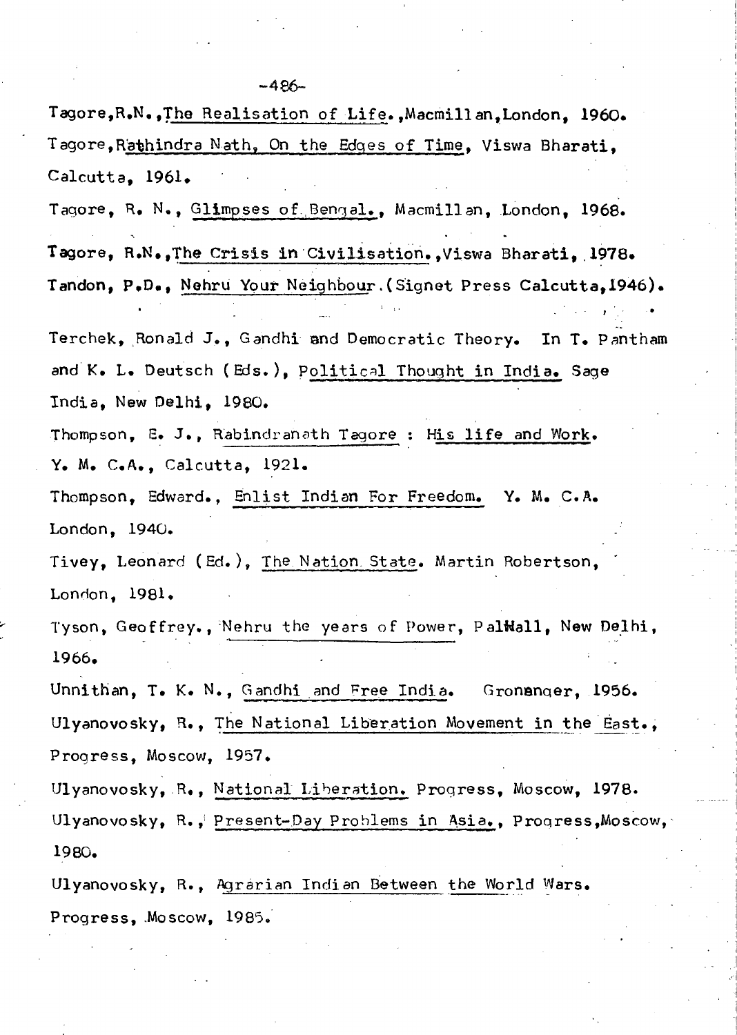Tagore, R.N., The Realisation of Life., Macmillan, London, 1960.

Tagore, Rathindra Nath, On the Edges of Time, Viswa Bharati, Calcutta, 1961.

Tagore, R. N., Glimpses of Bengal., Macmillan, London, 1968.

Tagore, R.N., The Crisis in Civilisation., Viswa Bharati, 1978.

Tandon, P.D., Nehru Your Neighbour. (Signet Press Calcutta, 1946).

Terchek, Ronald J., Gandhi and Democratic Theory. In T. Pantham and K. L. Deutsch (Eds.), Political Thought in India. Sage India, New Delhi, 1980.

Thompson, E. J., Rabindranath Tagore : His life and Work. Y. M. C.A., Calcutta, 1921.

Thompson, Edward., Enlist Indian For Freedom. Y. M. C.A. London, 1940.

Tivey, Leonard (Ed.), The Nation State. Martin Robertson, London, 1981.

Tyson, Geoffrey., Nehru the years of Power, PalMall, New Delhi, 1966.

Unnithan, T. K. N., Gandhi and Free India. Gronanger, 1956.

Ulyanovosky, R., The National Liberation Movement in the East., Progress, Moscow, 1957.

Ulyanovosky, R., National Liberation. Progress, Moscow, 1978.

Ulyanovosky, R., Present-Day Problems in Asia., Progress, Moscow, 1980.

Ulyanovosky, R., Agrarian Indian Between the World Wars. Progress, Moscow, 1985.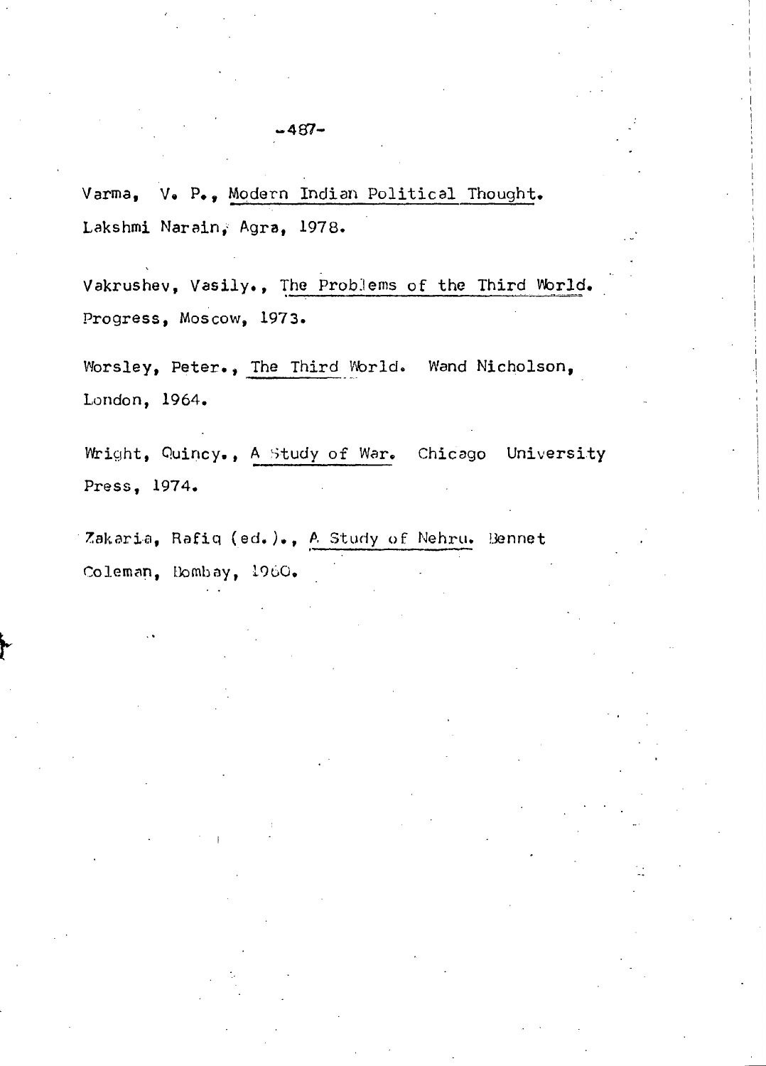Varma, V. P., Modern Indian Political Thought. Lakshmi Narain, Agra, 1978.

Vakrushev, Vasily., The Problems of the Third World. Progress, Moscow, 1973.

Worsley, Peter., The Third World. Wand Nicholson, London, 1964.

Wright, Quincy., A Study of War. Chicago University Press, 1974.

Zakaria, Rafiq (ed.)., A Study of Nehru. Bennet Coleman, Bombay, 1960.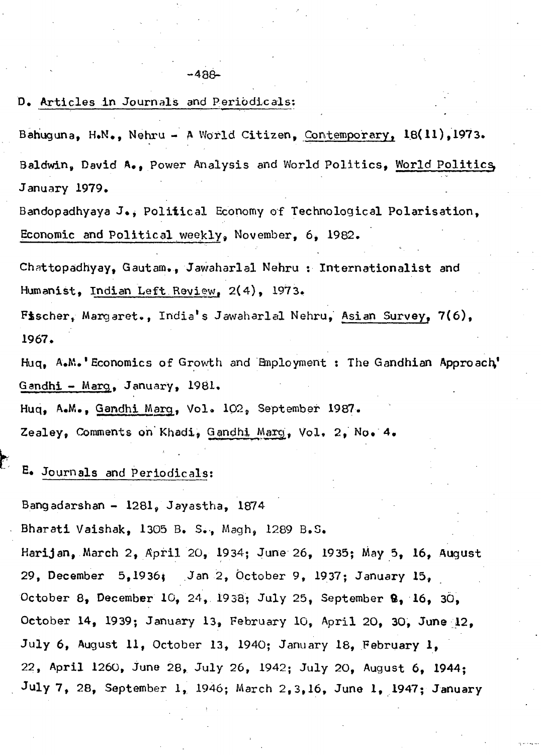## D. Articles in Journals and Periodicals:

Bahuguna, H.N., Nehru - A World Citizen, Contemporary, 18(11),1973.

Baldwin, David A., Power Analysis and World Politics, World Politics, January 1979.

Bandopadhyaya J., Political Economy of Technological Polarisation, Economic and Political weekly, November, 6, 1982.

Chattopadhyay, Gautam., Jawaharlal Nehru : Internationalist and Humanist, Indian Left Review, 2(4), 1973.

Fischer, Margaret., India's Jawaharlal Nehru, Asian Survey, 7(6), 1967.

Huq, A.M.'Economics of Growth and Employment : The Gandhian Approach' Gandhi - Marg, January, 1981.

Huq, A.M., Gandhi Marg, Vol. 102, September 1987.

Zealey, Comments on Khadi, Gandhi Marg, Vol. 2, No. 4.

## E. Journals and Periodicals:

Bangadarshan - 1281, Jayastha, 1874

Bharati Vaishak, 1305 B. S., Magh, 1289 B.S.

Harijan, March 2, April 20, 1934; June 26, 1935; May 5, 16, August 29, December 5,1936; Jan 2, October 9, 1937; January 15, October 8, December 10, 24, 1938; July 25, September 8, 16, 30, October 14, 1939; January 13, February 10, April 20, 30, June 12, July 6, August 11, October 13, 1940; January 18, February 1, 22, April 1260, June 28, July 26, 1942; July 20, August 6, 1944; July 7, 28, September 1, 1946; March 2,3,16, June 1, 1947; January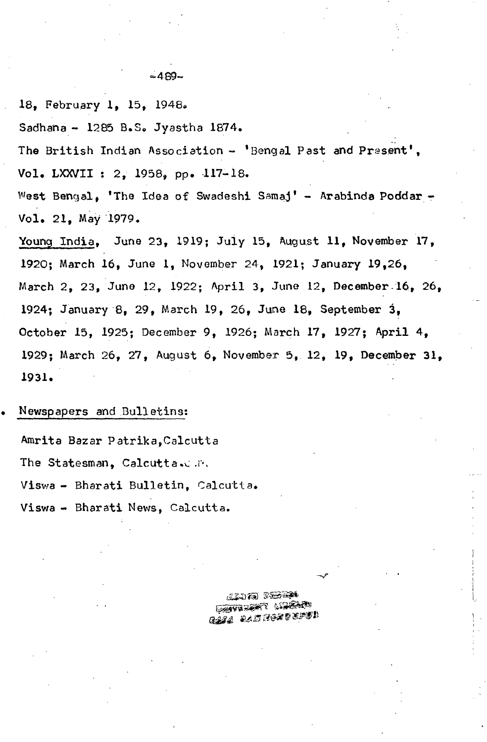18, February 1, 15, 1948.

Sadhana - 1285 B.S. Jyastha 1874.

The British Indian Association - 'Bengal Past and Present', Vol. LXXVII : 2, 1958, pp. 117-18.

West Bengal, 'The Idea of Swadeshi Samaj' - Arabinda Poddar - Vol. 21, May 1979.

Young India, June 23, 1919; July 15, August 11, November 17, 1920; March 16, June 1, November 24, 1921; January 19,26, March 2, 23, June 12, 1922; April 3, June 12, December 16, 26, 1924; January 8, 29, March 19, 26, June 18, September 3, October 15, 1925; December 9, 1926; March 17, 1927; April 4, 1929; March 26, 27, August 6, November 5, 12, 19, December 31, 1931.

- Newspapers and Bulletins:

Amrita Bazar Patrika, Calcutta

The Statesman, Calcutta.

Viswa - Bharati Bulletin, Calcutta.

Viswa - Bharati News, Calcutta.